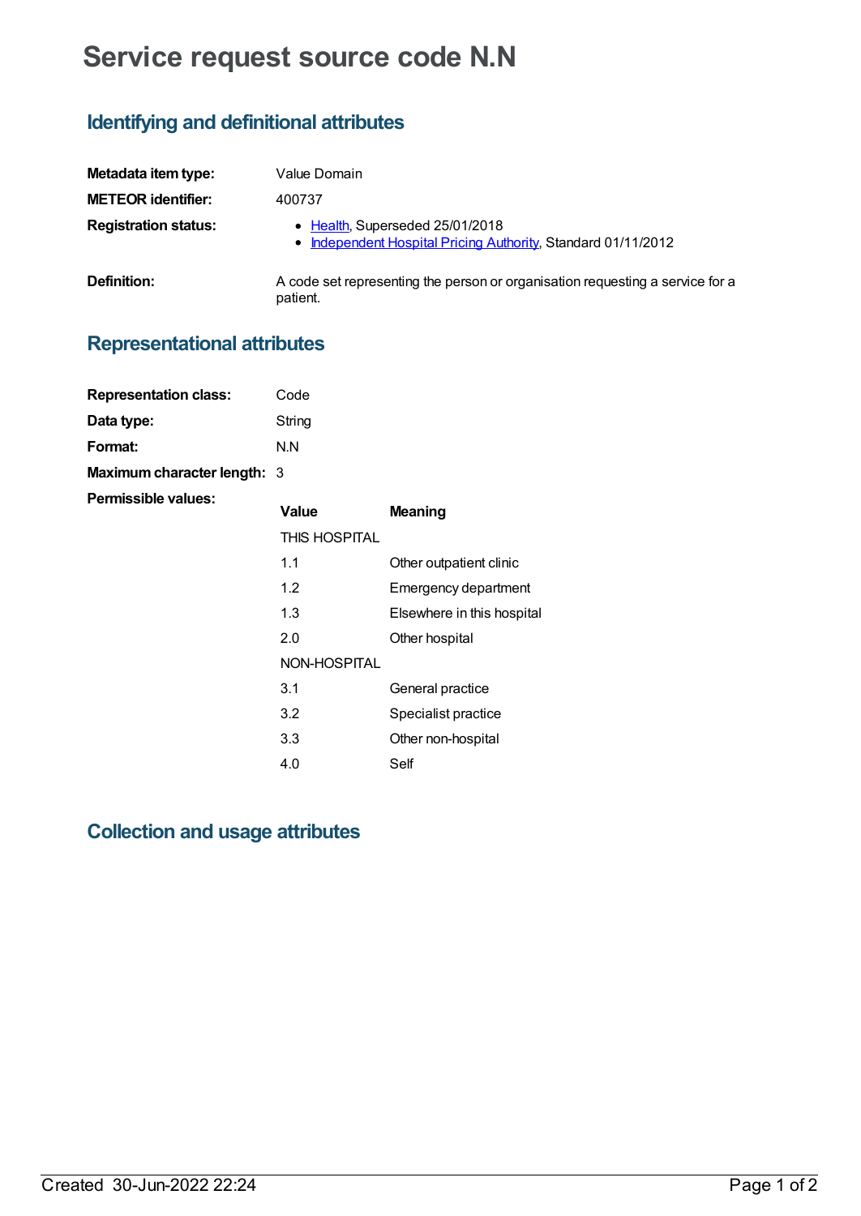# Service request source code N.N

## Identifying and definitional attributes

| | |
|---|---|
| **Metadata item type:** | Value Domain |
| **METEOR identifier:** | 400737 |
| **Registration status:** | • Health, Superseded 25/01/2018<br>• Independent Hospital Pricing Authority, Standard 01/11/2012 |
| **Definition:** | A code set representing the person or organisation requesting a service for a patient. |

## Representational attributes

| | |
|---|---|
| **Representation class:** | Code |
| **Data type:** | String |
| **Format:** | N.N |
| **Maximum character length:** | 3 |

**Permissible values:**

| Value | Meaning |
|---|---|
| THIS HOSPITAL | |
| 1.1 | Other outpatient clinic |
| 1.2 | Emergency department |
| 1.3 | Elsewhere in this hospital |
| 2.0 | Other hospital |
| NON-HOSPITAL | |
| 3.1 | General practice |
| 3.2 | Specialist practice |
| 3.3 | Other non-hospital |
| 4.0 | Self |

## Collection and usage attributes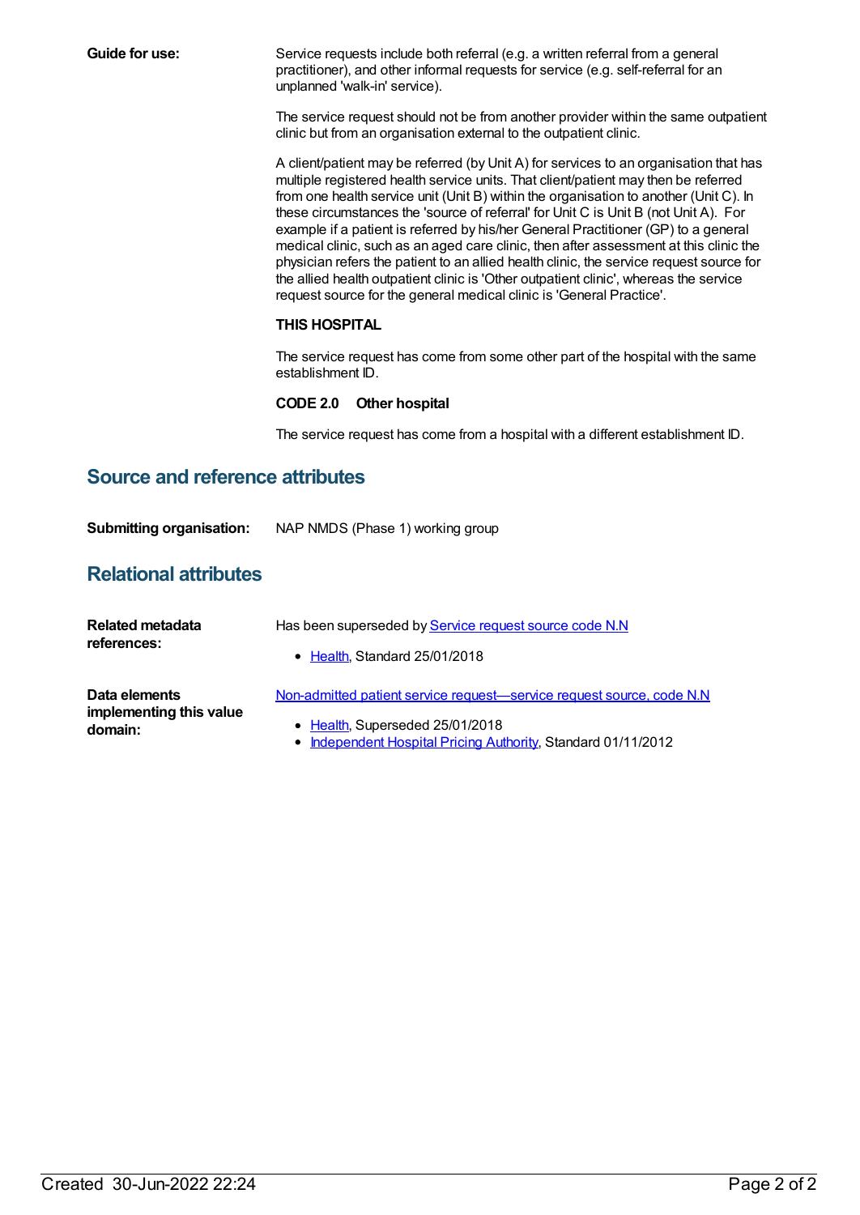**Guide for use:**

Service requests include both referral (e.g. a written referral from a general practitioner), and other informal requests for service (e.g. self-referral for an unplanned 'walk-in' service).

The service request should not be from another provider within the same outpatient clinic but from an organisation external to the outpatient clinic.

A client/patient may be referred (by Unit A) for services to an organisation that has multiple registered health service units. That client/patient may then be referred from one health service unit (Unit B) within the organisation to another (Unit C). In these circumstances the 'source of referral' for Unit C is Unit B (not Unit A). For example if a patient is referred by his/her General Practitioner (GP) to a general medical clinic, such as an aged care clinic, then after assessment at this clinic the physician refers the patient to an allied health clinic, the service request source for the allied health outpatient clinic is 'Other outpatient clinic', whereas the service request source for the general medical clinic is 'General Practice'.

**THIS HOSPITAL**

The service request has come from some other part of the hospital with the same establishment ID.

**CODE 2.0 Other hospital**

The service request has come from a hospital with a different establishment ID.

## Source and reference attributes

**Submitting organisation:** NAP NMDS (Phase 1) working group

## Relational attributes

**Related metadata references:**

Has been superseded by Service request source code N.N

- Health, Standard 25/01/2018

**Data elements implementing this value domain:**

Non-admitted patient service request—service request source, code N.N

- Health, Superseded 25/01/2018
- Independent Hospital Pricing Authority, Standard 01/11/2012